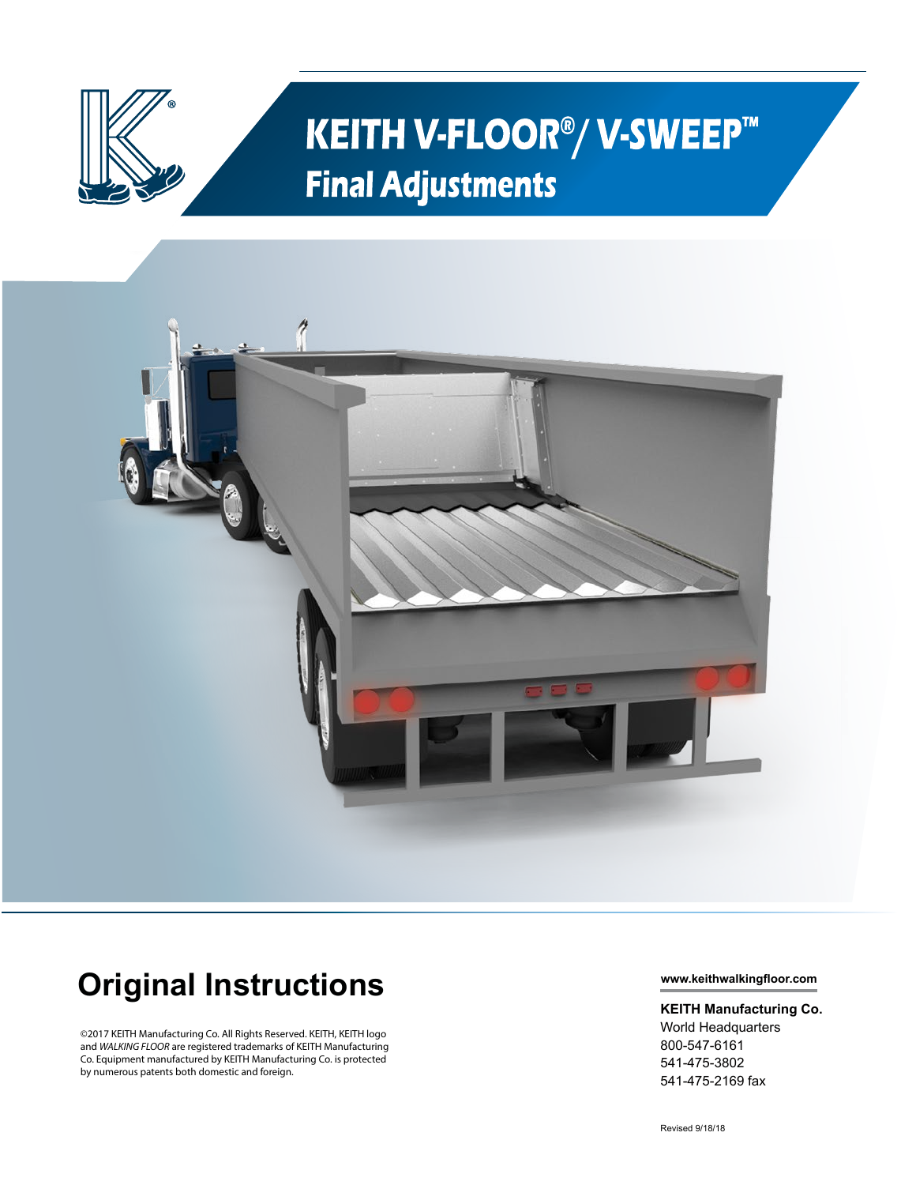# KEITH V-FLOOR®/ V-SWEEP™

## Final Adjustments

## Original Instructions

©2017 KEITH Manufacturing Co. All Rights Reserved. KEITH, KEITH logo and *WALKING FLOOR* are registered trademarks of KEITH Manufacturing Co. Equipment manufactured by KEITH Manufacturing Co. is protected by numerous patents both domestic and foreign.

**www.keithwalkingfloor.com**

**KEITH Manufacturing Co.**
World Headquarters
800-547-6161
541-475-3802
541-475-2169 fax

Revised 9/18/18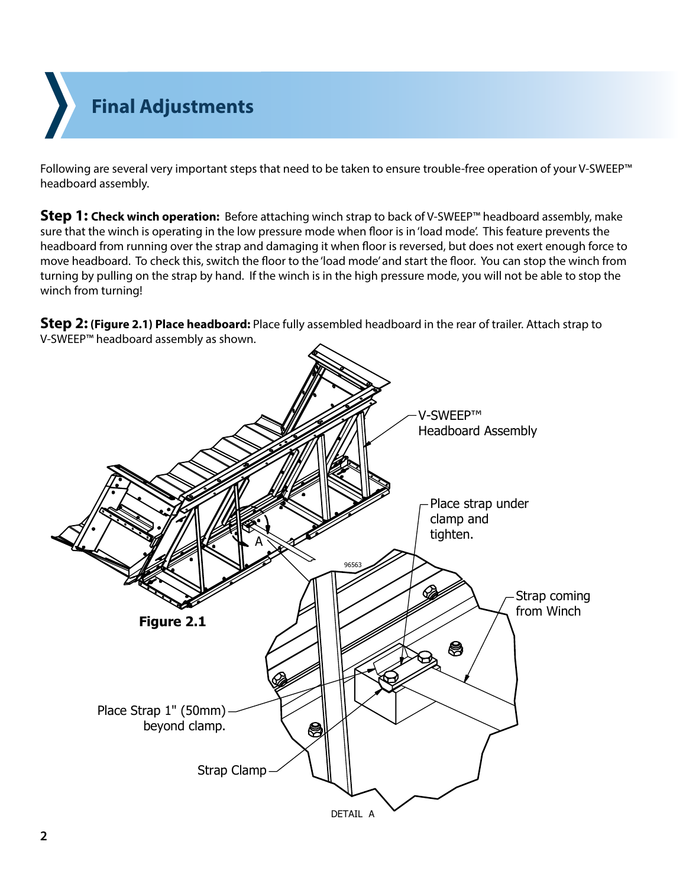# Final Adjustments

Following are several very important steps that need to be taken to ensure trouble-free operation of your V-SWEEP™ headboard assembly.

**Step 1: Check winch operation:** Before attaching winch strap to back of V-SWEEP™ headboard assembly, make sure that the winch is operating in the low pressure mode when floor is in 'load mode'. This feature prevents the headboard from running over the strap and damaging it when floor is reversed, but does not exert enough force to move headboard. To check this, switch the floor to the 'load mode' and start the floor. You can stop the winch from turning by pulling on the strap by hand. If the winch is in the high pressure mode, you will not be able to stop the winch from turning!

**Step 2: (Figure 2.1) Place headboard:** Place fully assembled headboard in the rear of trailer. Attach strap to V-SWEEP™ headboard assembly as shown.

V-SWEEP™ Headboard Assembly

Place strap under clamp and tighten.

Strap coming from Winch

Place Strap 1" (50mm) beyond clamp.

Strap Clamp

DETAIL A

**Figure 2.1**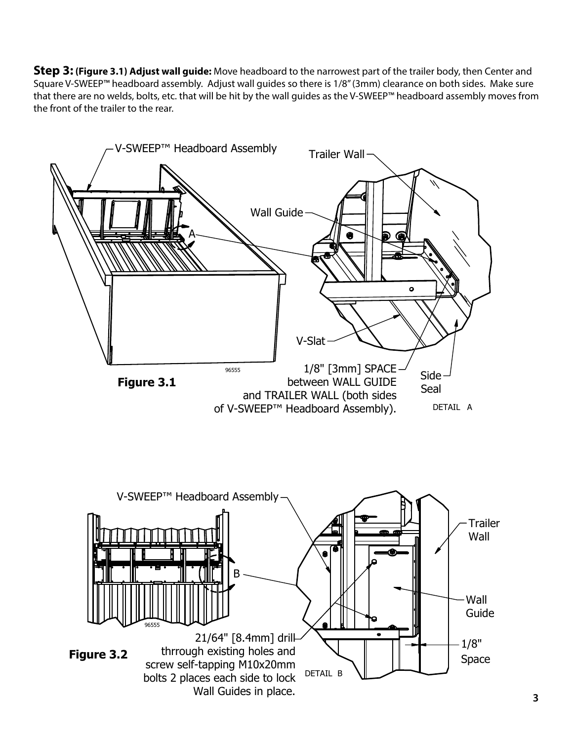**Step 3: (Figure 3.1) Adjust wall guide:** Move headboard to the narrowest part of the trailer body, then Center and Square V-SWEEP™ headboard assembly. Adjust wall guides so there is 1/8" (3mm) clearance on both sides. Make sure that there are no welds, bolts, etc. that will be hit by the wall guides as the V-SWEEP™ headboard assembly moves from the front of the trailer to the rear.

V-SWEEP™ Headboard Assembly

Trailer Wall

Wall Guide

A

V-Slat

1/8" [3mm] SPACE between WALL GUIDE and TRAILER WALL (both sides of V-SWEEP™ Headboard Assembly).

Side Seal

96555

DETAIL A

**Figure 3.1**

V-SWEEP™ Headboard Assembly

Trailer Wall

B

Wall Guide

96555

21/64" [8.4mm] drill thrrough existing holes and screw self-tapping M10x20mm bolts 2 places each side to lock Wall Guides in place.

1/8" Space

DETAIL B

**Figure 3.2**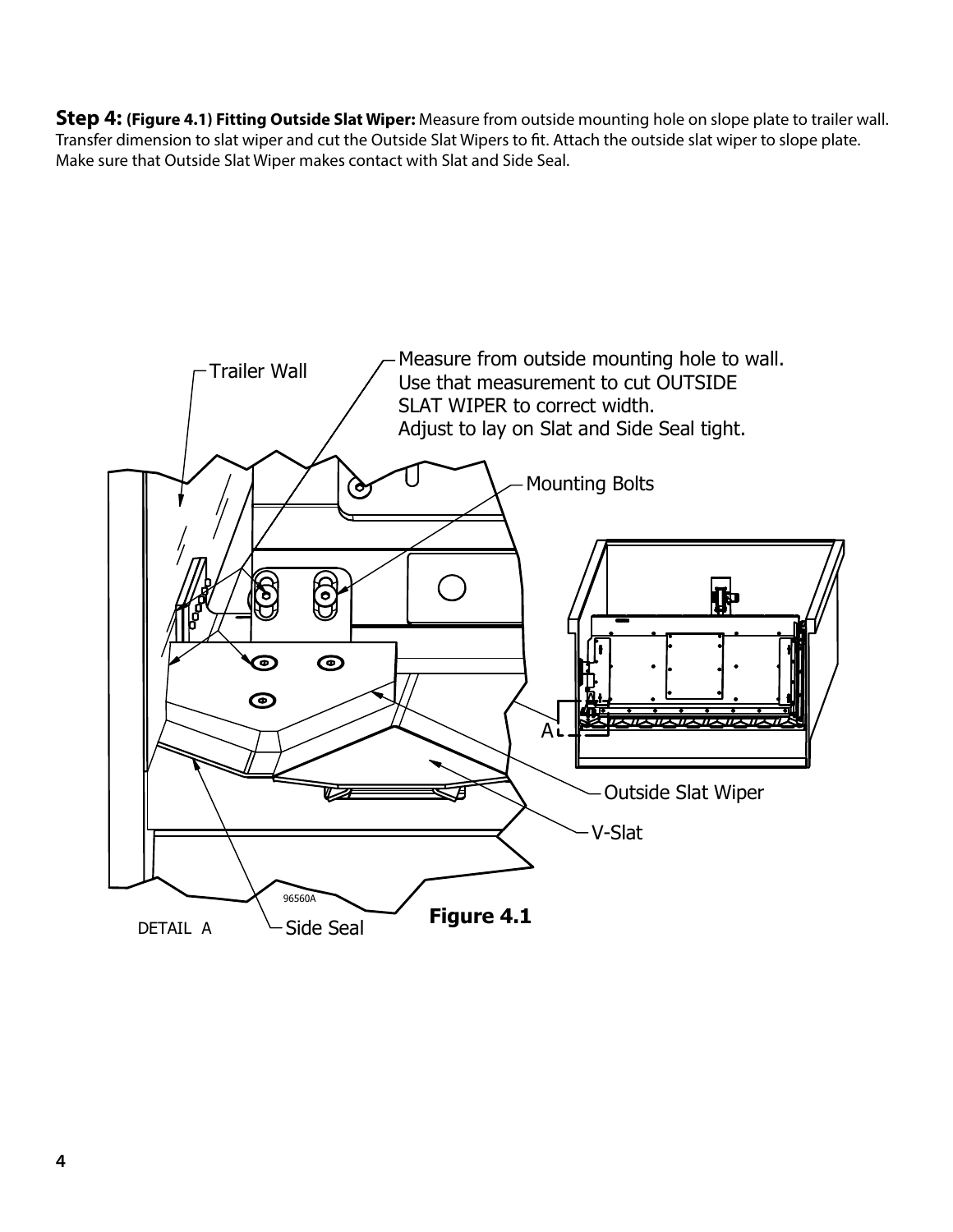**Step 4: (Figure 4.1) Fitting Outside Slat Wiper:** Measure from outside mounting hole on slope plate to trailer wall. Transfer dimension to slat wiper and cut the Outside Slat Wipers to fit. Attach the outside slat wiper to slope plate. Make sure that Outside Slat Wiper makes contact with Slat and Side Seal.

Trailer Wall

Measure from outside mounting hole to wall. Use that measurement to cut OUTSIDE SLAT WIPER to correct width. Adjust to lay on Slat and Side Seal tight.

Mounting Bolts

A

Outside Slat Wiper

V-Slat

96560A

DETAIL A

Side Seal

**Figure 4.1**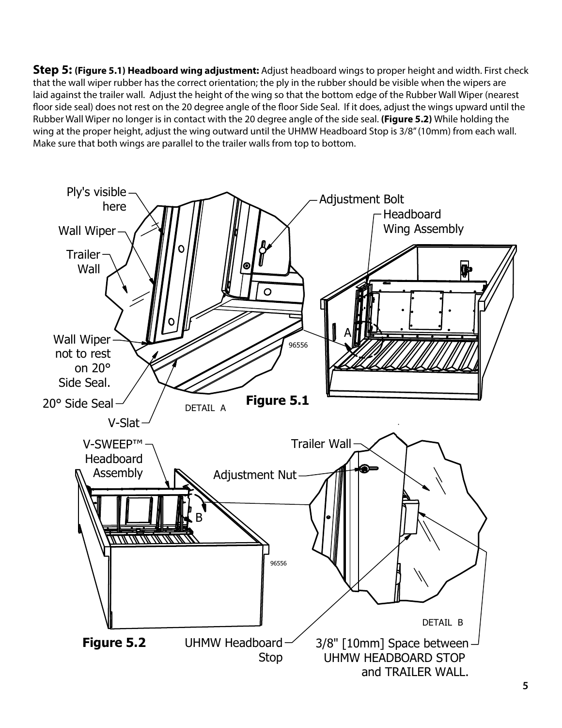**Step 5: (Figure 5.1) Headboard wing adjustment:** Adjust headboard wings to proper height and width. First check that the wall wiper rubber has the correct orientation; the ply in the rubber should be visible when the wipers are laid against the trailer wall. Adjust the height of the wing so that the bottom edge of the Rubber Wall Wiper (nearest floor side seal) does not rest on the 20 degree angle of the floor Side Seal. If it does, adjust the wings upward until the Rubber Wall Wiper no longer is in contact with the 20 degree angle of the side seal. **(Figure 5.2)** While holding the wing at the proper height, adjust the wing outward until the UHMW Headboard Stop is 3/8" (10mm) from each wall. Make sure that both wings are parallel to the trailer walls from top to bottom.

Ply's visible here

Wall Wiper

Trailer Wall

Wall Wiper not to rest on 20° Side Seal.

20° Side Seal

V-Slat

Adjustment Bolt

Headboard Wing Assembly

DETAIL A

**Figure 5.1**

V-SWEEP™ Headboard Assembly

Trailer Wall

Adjustment Nut

DETAIL B

**Figure 5.2**

UHMW Headboard Stop

3/8" [10mm] Space between UHMW HEADBOARD STOP and TRAILER WALL.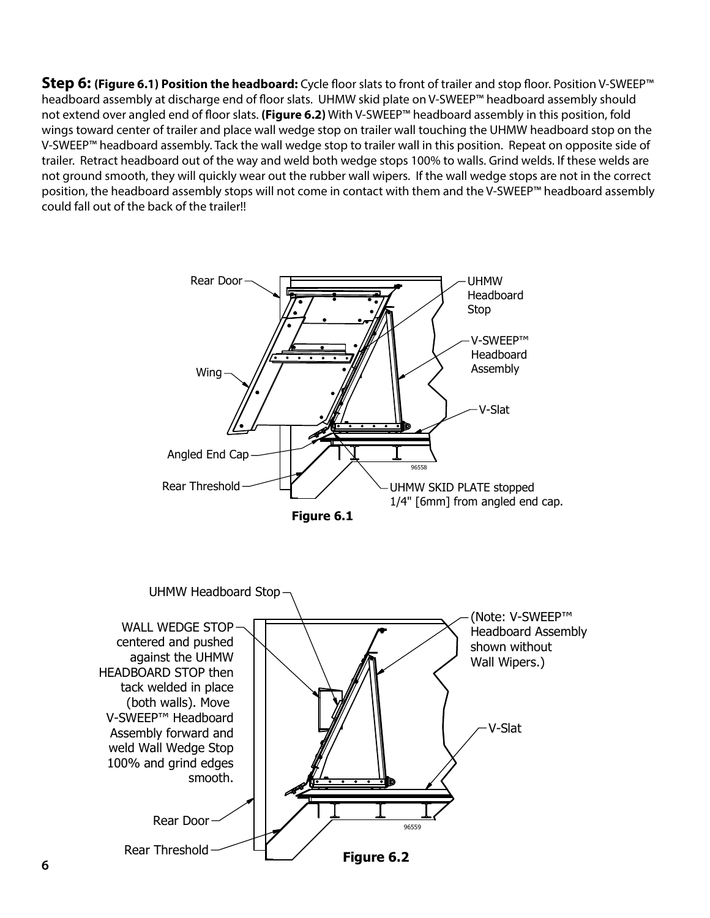**Step 6:** **(Figure 6.1) Position the headboard:** Cycle floor slats to front of trailer and stop floor. Position V-SWEEP™ headboard assembly at discharge end of floor slats. UHMW skid plate on V-SWEEP™ headboard assembly should not extend over angled end of floor slats. **(Figure 6.2)** With V-SWEEP™ headboard assembly in this position, fold wings toward center of trailer and place wall wedge stop on trailer wall touching the UHMW headboard stop on the V-SWEEP™ headboard assembly. Tack the wall wedge stop to trailer wall in this position. Repeat on opposite side of trailer. Retract headboard out of the way and weld both wedge stops 100% to walls. Grind welds. If these welds are not ground smooth, they will quickly wear out the rubber wall wipers. If the wall wedge stops are not in the correct position, the headboard assembly stops will not come in contact with them and the V-SWEEP™ headboard assembly could fall out of the back of the trailer!!

Rear Door, UHMW Headboard Stop, V-SWEEP™ Headboard Assembly, Wing, V-Slat, Angled End Cap, Rear Threshold, UHMW SKID PLATE stopped 1/4" [6mm] from angled end cap.

96558

**Figure 6.1**

UHMW Headboard Stop

WALL WEDGE STOP centered and pushed against the UHMW HEADBOARD STOP then tack welded in place (both walls). Move V-SWEEP™ Headboard Assembly forward and weld Wall Wedge Stop 100% and grind edges smooth.

(Note: V-SWEEP™ Headboard Assembly shown without Wall Wipers.)

V-Slat, Rear Door, Rear Threshold

96559

**Figure 6.2**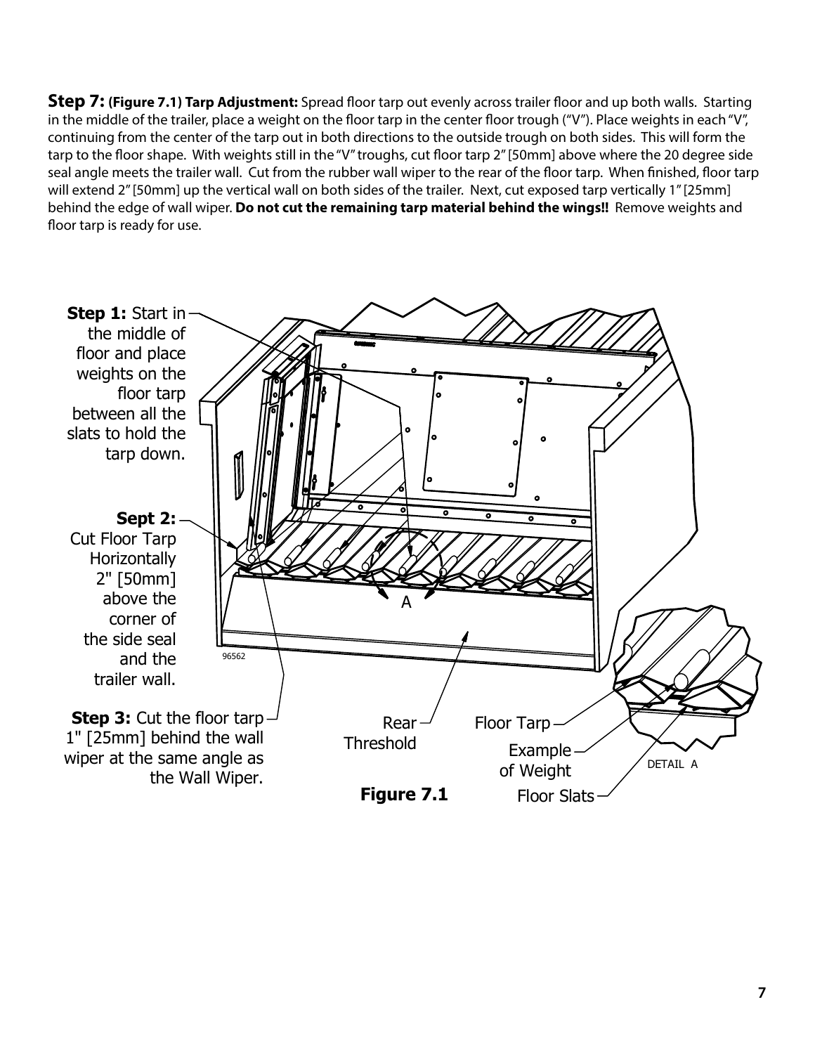**Step 7:** **(Figure 7.1) Tarp Adjustment:** Spread floor tarp out evenly across trailer floor and up both walls. Starting in the middle of the trailer, place a weight on the floor tarp in the center floor trough ("V"). Place weights in each "V", continuing from the center of the tarp out in both directions to the outside trough on both sides. This will form the tarp to the floor shape. With weights still in the "V" troughs, cut floor tarp 2" [50mm] above where the 20 degree side seal angle meets the trailer wall. Cut from the rubber wall wiper to the rear of the floor tarp. When finished, floor tarp will extend 2" [50mm] up the vertical wall on both sides of the trailer. Next, cut exposed tarp vertically 1" [25mm] behind the edge of wall wiper. **Do not cut the remaining tarp material behind the wings!!** Remove weights and floor tarp is ready for use.

**Step 1:** Start in the middle of floor and place weights on the floor tarp between all the slats to hold the tarp down.

**Sept 2:** Cut Floor Tarp Horizontally 2" [50mm] above the corner of the side seal and the trailer wall.

**Step 3:** Cut the floor tarp 1" [25mm] behind the wall wiper at the same angle as the Wall Wiper.

A

96562

Rear Threshold

Floor Tarp

Example of Weight

Floor Slats

DETAIL A

**Figure 7.1**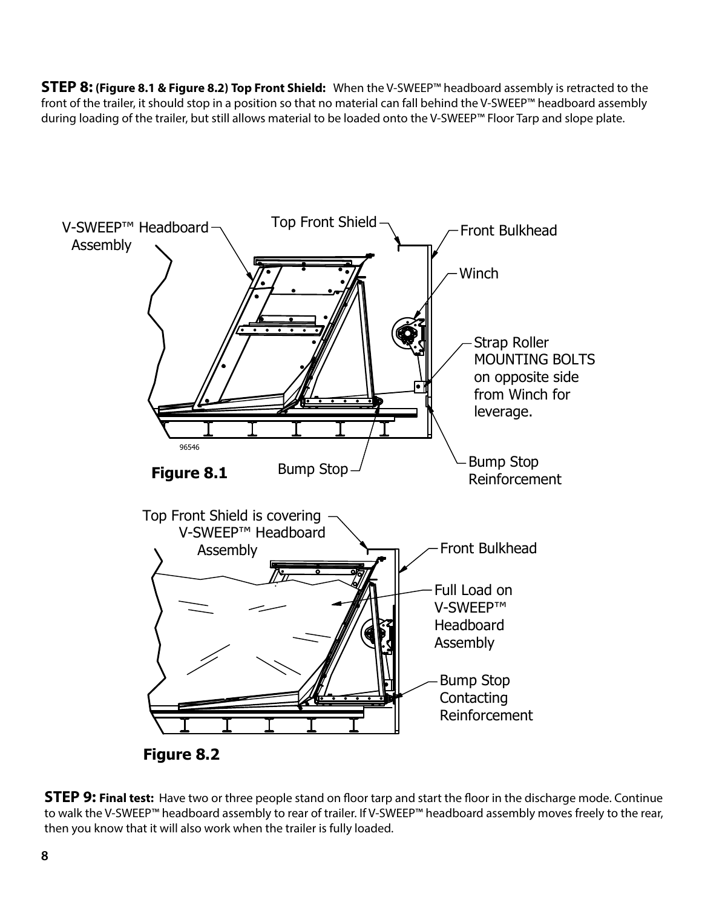**STEP 8:** **(Figure 8.1 & Figure 8.2) Top Front Shield:** When the V-SWEEP™ headboard assembly is retracted to the front of the trailer, it should stop in a position so that no material can fall behind the V-SWEEP™ headboard assembly during loading of the trailer, but still allows material to be loaded onto the V-SWEEP™ Floor Tarp and slope plate.

V-SWEEP™ Headboard Assembly

Top Front Shield

Front Bulkhead

Winch

Strap Roller MOUNTING BOLTS on opposite side from Winch for leverage.

96546

Bump Stop

Bump Stop Reinforcement

**Figure 8.1**

Top Front Shield is covering V-SWEEP™ Headboard Assembly

Front Bulkhead

Full Load on V-SWEEP™ Headboard Assembly

Bump Stop Contacting Reinforcement

**Figure 8.2**

**STEP 9:** **Final test:** Have two or three people stand on floor tarp and start the floor in the discharge mode. Continue to walk the V-SWEEP™ headboard assembly to rear of trailer. If V-SWEEP™ headboard assembly moves freely to the rear, then you know that it will also work when the trailer is fully loaded.